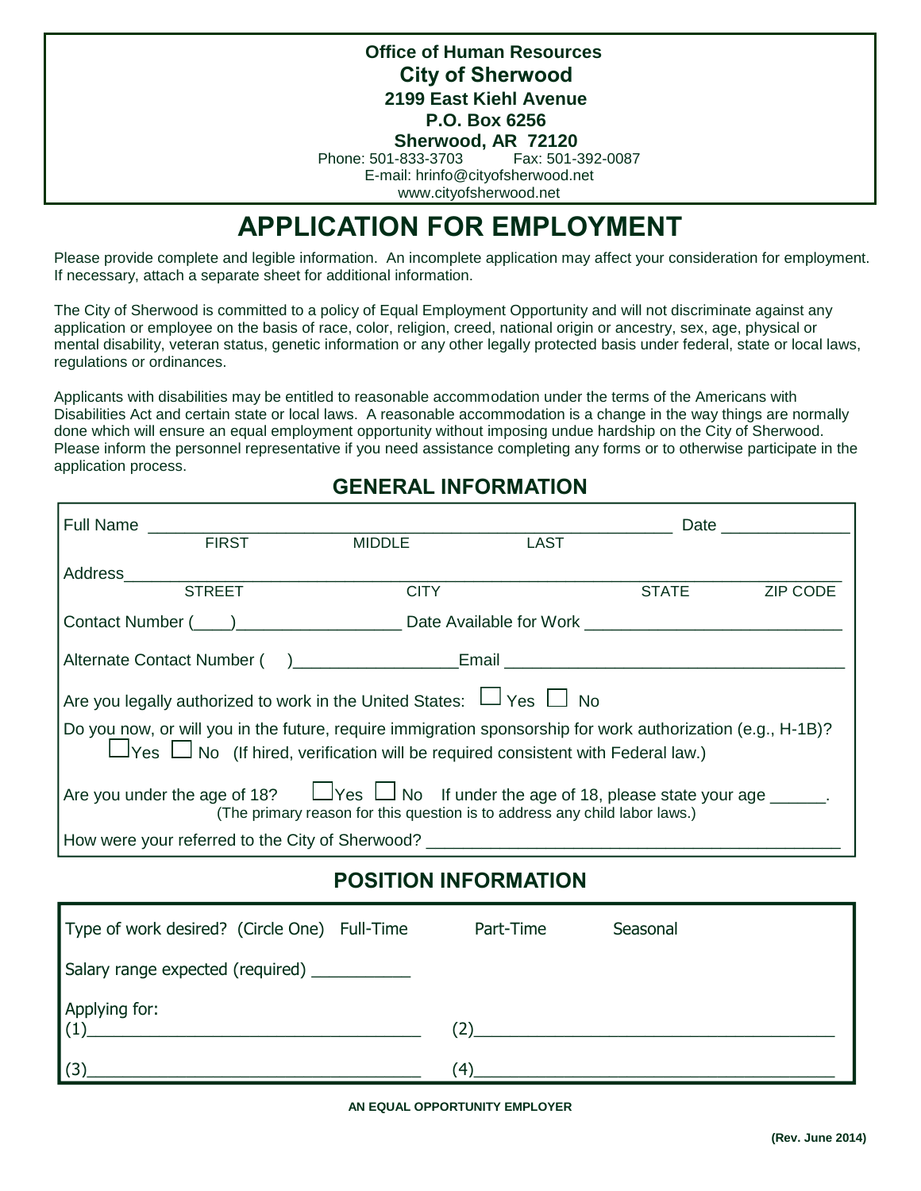**Office of Human Resources**
**City of Sherwood**
**2199 East Kiehl Avenue**
**P.O. Box 6256**
**Sherwood, AR 72120**
Phone: 501-833-3703 Fax: 501-392-0087
E-mail: hrinfo@cityofsherwood.net
www.cityofsherwood.net

# APPLICATION FOR EMPLOYMENT

Please provide complete and legible information. An incomplete application may affect your consideration for employment. If necessary, attach a separate sheet for additional information.

The City of Sherwood is committed to a policy of Equal Employment Opportunity and will not discriminate against any application or employee on the basis of race, color, religion, creed, national origin or ancestry, sex, age, physical or mental disability, veteran status, genetic information or any other legally protected basis under federal, state or local laws, regulations or ordinances.

Applicants with disabilities may be entitled to reasonable accommodation under the terms of the Americans with Disabilities Act and certain state or local laws. A reasonable accommodation is a change in the way things are normally done which will ensure an equal employment opportunity without imposing undue hardship on the City of Sherwood. Please inform the personnel representative if you need assistance completing any forms or to otherwise participate in the application process.

## GENERAL INFORMATION

Full Name ______________________________________________ Date ______________
FIRST MIDDLE LAST

Address__________________________________________________________________
STREET CITY STATE ZIP CODE

Contact Number (____)_________________ Date Available for Work ___________________________

Alternate Contact Number ( )_________________Email ___________________________________

Are you legally authorized to work in the United States: ☐ Yes ☐ No

Do you now, or will you in the future, require immigration sponsorship for work authorization (e.g., H-1B)?
☐Yes ☐ No (If hired, verification will be required consistent with Federal law.)

Are you under the age of 18? ☐Yes ☐ No If under the age of 18, please state your age ______.
(The primary reason for this question is to address any child labor laws.)

How were your referred to the City of Sherwood? _____________________________________________

## POSITION INFORMATION

Type of work desired? (Circle One) Full-Time Part-Time Seasonal

Salary range expected (required) ___________

Applying for:
(1)___________________________________ (2)_______________________________________

(3)___________________________________ (4)_______________________________________

**AN EQUAL OPPORTUNITY EMPLOYER**

**(Rev. June 2014)**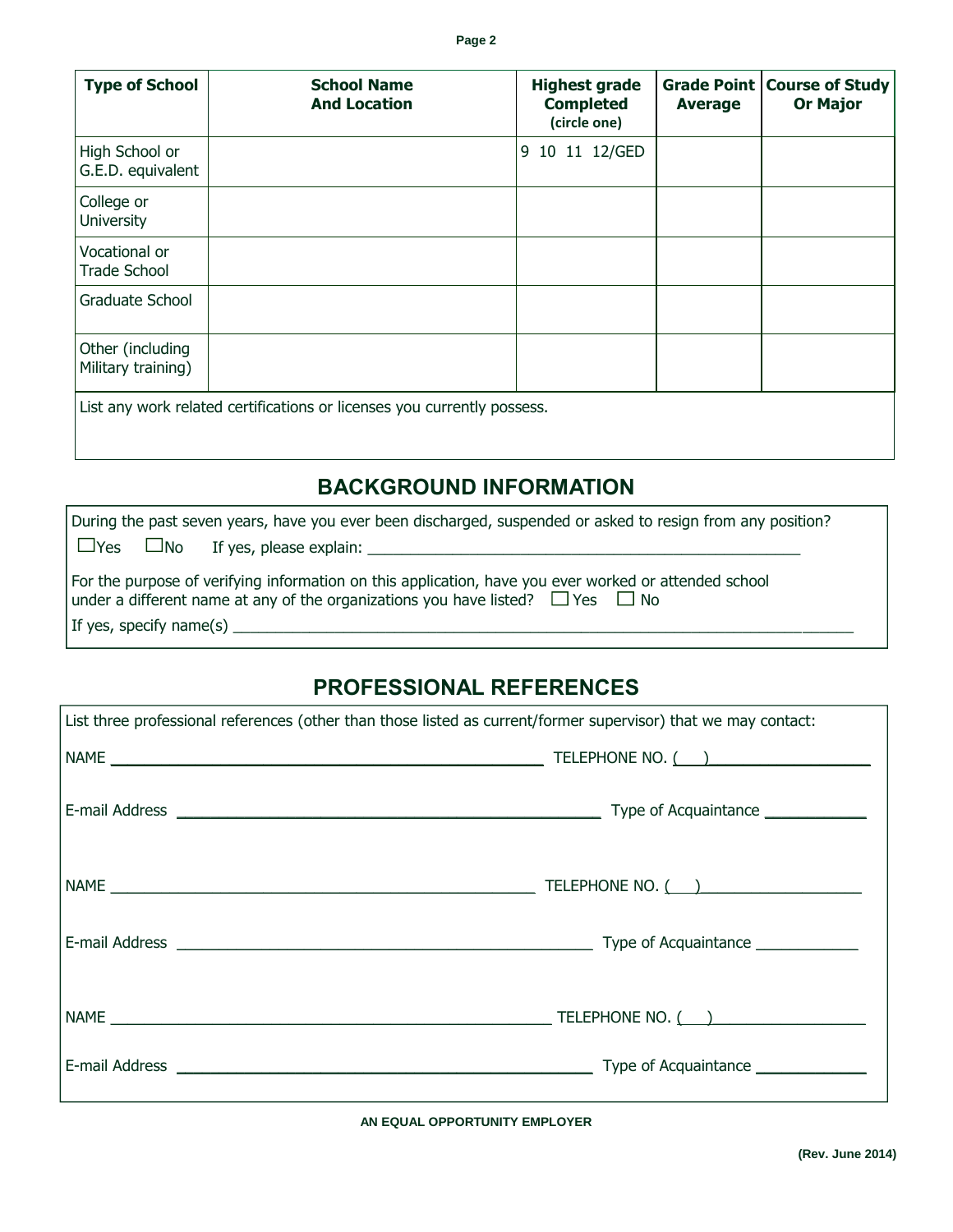| Type of School | School Name And Location | Highest grade Completed (circle one) | Grade Point Average | Course of Study Or Major |
|---|---|---|---|---|
| High School or G.E.D. equivalent | | 9 10 11 12/GED | | |
| College or University | | | | |
| Vocational or Trade School | | | | |
| Graduate School | | | | |
| Other (including Military training) | | | | |

List any work related certifications or licenses you currently possess.

## BACKGROUND INFORMATION

During the past seven years, have you ever been discharged, suspended or asked to resign from any position?

☐Yes ☐No If yes, please explain: ____________________________________________________

For the purpose of verifying information on this application, have you ever worked or attended school under a different name at any of the organizations you have listed? ☐ Yes ☐ No

If yes, specify name(s) ____________________________________________________________________________

## PROFESSIONAL REFERENCES

List three professional references (other than those listed as current/former supervisor) that we may contact:

NAME ____________________________________________ TELEPHONE NO. (   )__________________

E-mail Address ____________________________________________ Type of Acquaintance ____________

NAME ____________________________________________ TELEPHONE NO. (   )__________________

E-mail Address ____________________________________________ Type of Acquaintance ____________

NAME ____________________________________________ TELEPHONE NO. (   )__________________

E-mail Address ____________________________________________ Type of Acquaintance ____________

**AN EQUAL OPPORTUNITY EMPLOYER**

**(Rev. June 2014)**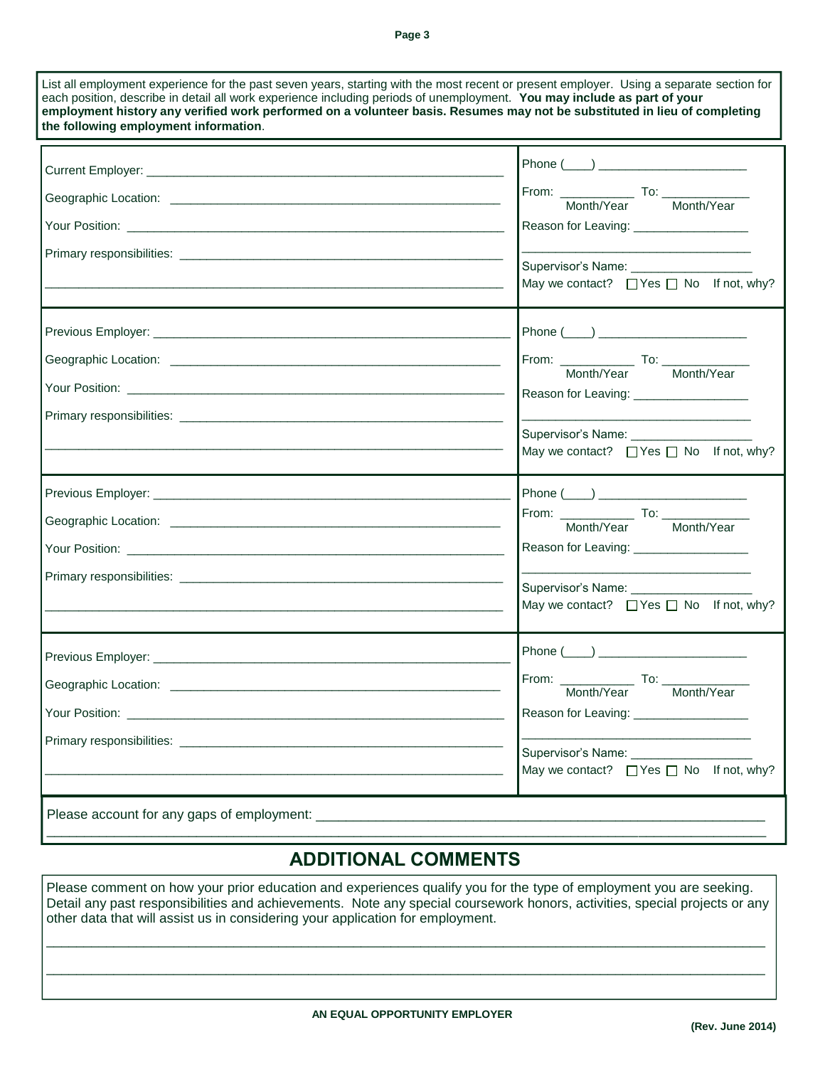List all employment experience for the past seven years, starting with the most recent or present employer. Using a separate section for each position, describe in detail all work experience including periods of unemployment. **You may include as part of your employment history any verified work performed on a volunteer basis. Resumes may not be substituted in lieu of completing the following employment information**.

| | |
|---|---|
| Current Employer: ______________________________ | Phone (____) ______________________ |
| Geographic Location: ______________________________ | From: __________ To: __________ (Month/Year) (Month/Year) |
| Your Position: ______________________________ | Reason for Leaving: __________________ |
| Primary responsibilities: ______________________________ | __________________________________ |
| ______________________________ | Supervisor's Name: __________________ |
| | May we contact? ☐ Yes ☐ No If not, why? |

| | |
|---|---|
| Previous Employer: ______________________________ | Phone (____) ______________________ |
| Geographic Location: ______________________________ | From: __________ To: __________ (Month/Year) (Month/Year) |
| Your Position: ______________________________ | Reason for Leaving: __________________ |
| Primary responsibilities: ______________________________ | __________________________________ |
| ______________________________ | Supervisor's Name: __________________ |
| | May we contact? ☐ Yes ☐ No If not, why? |

| | |
|---|---|
| Previous Employer: ______________________________ | Phone (____) ______________________ |
| Geographic Location: ______________________________ | From: __________ To: __________ (Month/Year) (Month/Year) |
| Your Position: ______________________________ | Reason for Leaving: __________________ |
| Primary responsibilities: ______________________________ | __________________________________ |
| ______________________________ | Supervisor's Name: __________________ |
| | May we contact? ☐ Yes ☐ No If not, why? |

| | |
|---|---|
| Previous Employer: ______________________________ | Phone (____) ______________________ |
| Geographic Location: ______________________________ | From: __________ To: __________ (Month/Year) (Month/Year) |
| Your Position: ______________________________ | Reason for Leaving: __________________ |
| Primary responsibilities: ______________________________ | __________________________________ |
| ______________________________ | Supervisor's Name: __________________ |
| | May we contact? ☐ Yes ☐ No If not, why? |

Please account for any gaps of employment: ______________________________________________

______________________________________________________________________

## ADDITIONAL COMMENTS

Please comment on how your prior education and experiences qualify you for the type of employment you are seeking. Detail any past responsibilities and achievements. Note any special coursework honors, activities, special projects or any other data that will assist us in considering your application for employment.

______________________________________________________________________

______________________________________________________________________

**AN EQUAL OPPORTUNITY EMPLOYER**

**(Rev. June 2014)**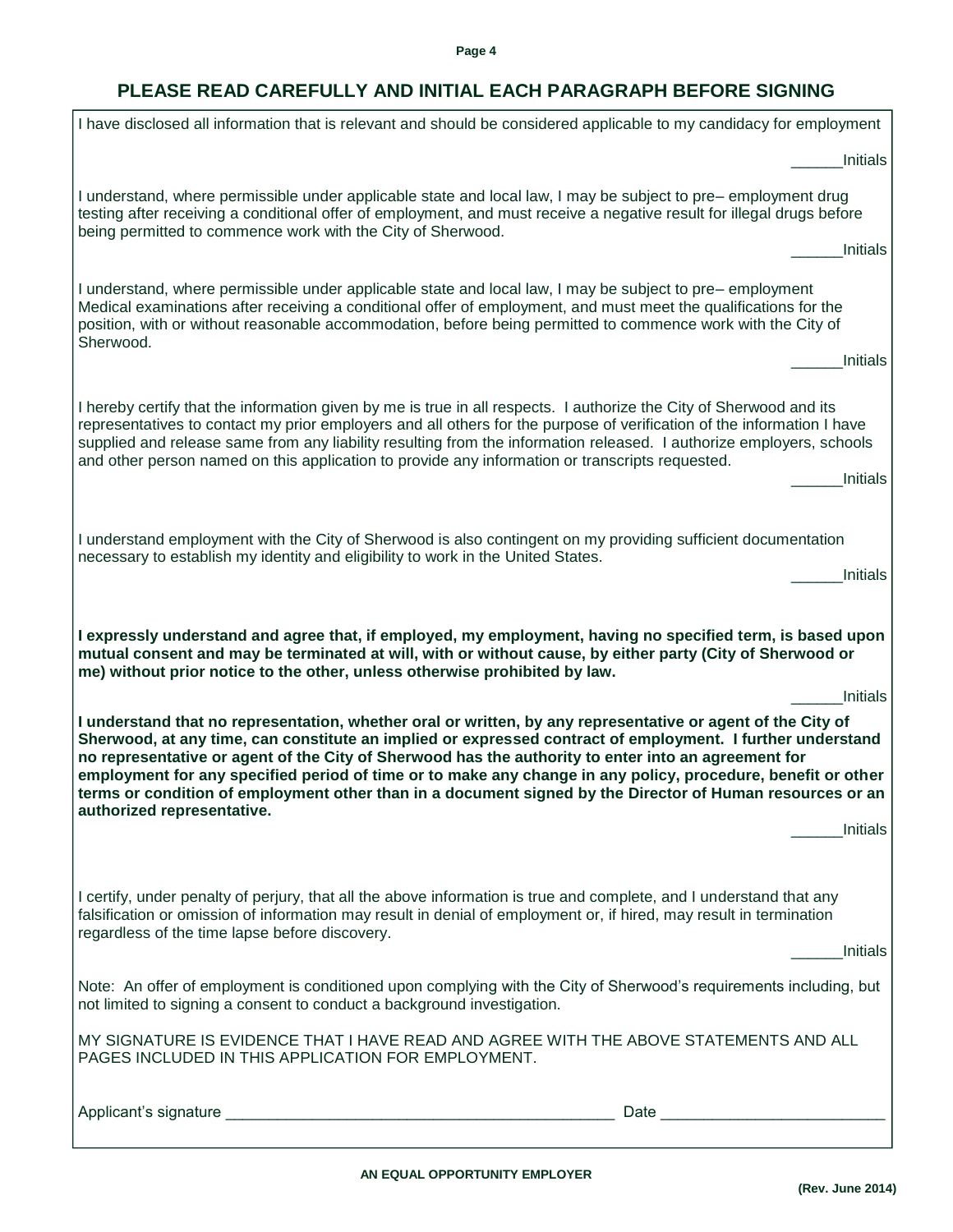## PLEASE READ CAREFULLY AND INITIAL EACH PARAGRAPH BEFORE SIGNING

I have disclosed all information that is relevant and should be considered applicable to my candidacy for employment

______Initials

I understand, where permissible under applicable state and local law, I may be subject to pre– employment drug testing after receiving a conditional offer of employment, and must receive a negative result for illegal drugs before being permitted to commence work with the City of Sherwood.

______Initials

I understand, where permissible under applicable state and local law, I may be subject to pre– employment Medical examinations after receiving a conditional offer of employment, and must meet the qualifications for the position, with or without reasonable accommodation, before being permitted to commence work with the City of Sherwood.

______Initials

I hereby certify that the information given by me is true in all respects. I authorize the City of Sherwood and its representatives to contact my prior employers and all others for the purpose of verification of the information I have supplied and release same from any liability resulting from the information released. I authorize employers, schools and other person named on this application to provide any information or transcripts requested.

______Initials

I understand employment with the City of Sherwood is also contingent on my providing sufficient documentation necessary to establish my identity and eligibility to work in the United States.

______Initials

**I expressly understand and agree that, if employed, my employment, having no specified term, is based upon mutual consent and may be terminated at will, with or without cause, by either party (City of Sherwood or me) without prior notice to the other, unless otherwise prohibited by law.**

______Initials

**I understand that no representation, whether oral or written, by any representative or agent of the City of Sherwood, at any time, can constitute an implied or expressed contract of employment. I further understand no representative or agent of the City of Sherwood has the authority to enter into an agreement for employment for any specified period of time or to make any change in any policy, procedure, benefit or other terms or condition of employment other than in a document signed by the Director of Human resources or an authorized representative.**

______Initials

I certify, under penalty of perjury, that all the above information is true and complete, and I understand that any falsification or omission of information may result in denial of employment or, if hired, may result in termination regardless of the time lapse before discovery.

______Initials

Note: An offer of employment is conditioned upon complying with the City of Sherwood's requirements including, but not limited to signing a consent to conduct a background investigation.

MY SIGNATURE IS EVIDENCE THAT I HAVE READ AND AGREE WITH THE ABOVE STATEMENTS AND ALL PAGES INCLUDED IN THIS APPLICATION FOR EMPLOYMENT.

Applicant's signature _______________________________________________ Date __________________________

**AN EQUAL OPPORTUNITY EMPLOYER**

**(Rev. June 2014)**